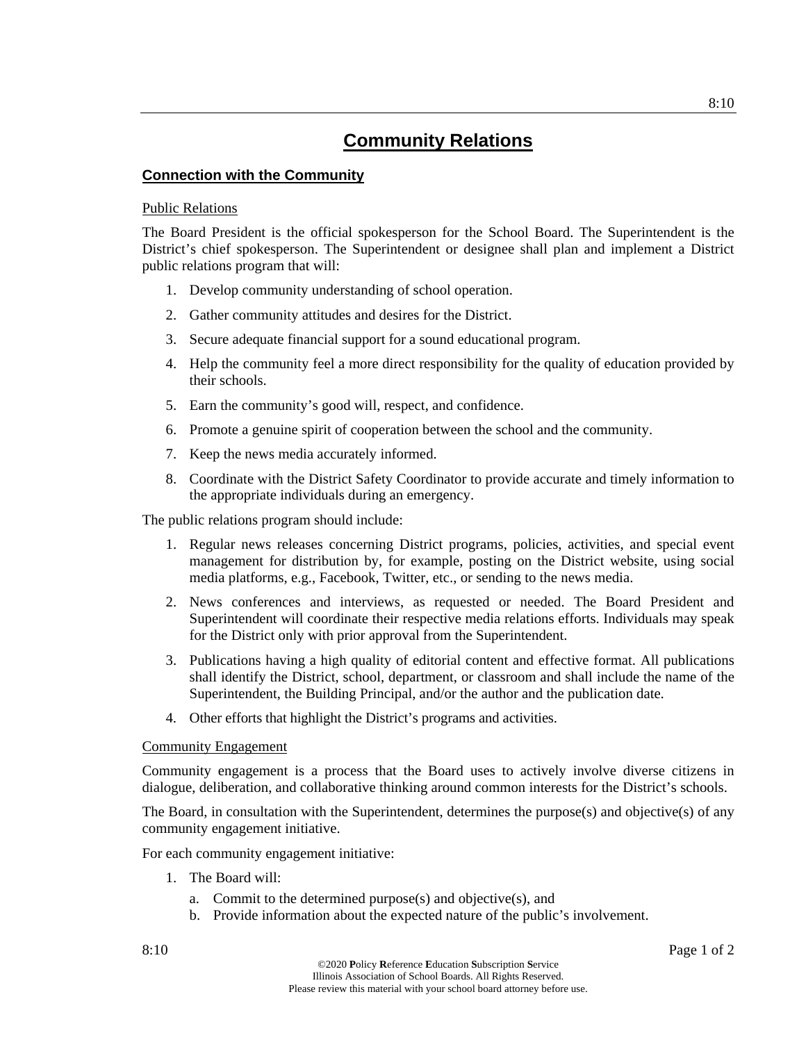# Community Relations

## Connection with the Community

### Public Relations

The Board President is the official spokesperson for the School Board. The Superintendent is the District's chief spokesperson. The Superintendent or designee shall plan and implement a District public relations program that will:

1. Develop community understanding of school operation.
2. Gather community attitudes and desires for the District.
3. Secure adequate financial support for a sound educational program.
4. Help the community feel a more direct responsibility for the quality of education provided by their schools.
5. Earn the community's good will, respect, and confidence.
6. Promote a genuine spirit of cooperation between the school and the community.
7. Keep the news media accurately informed.
8. Coordinate with the District Safety Coordinator to provide accurate and timely information to the appropriate individuals during an emergency.

The public relations program should include:

1. Regular news releases concerning District programs, policies, activities, and special event management for distribution by, for example, posting on the District website, using social media platforms, e.g., Facebook, Twitter, etc., or sending to the news media.
2. News conferences and interviews, as requested or needed. The Board President and Superintendent will coordinate their respective media relations efforts. Individuals may speak for the District only with prior approval from the Superintendent.
3. Publications having a high quality of editorial content and effective format. All publications shall identify the District, school, department, or classroom and shall include the name of the Superintendent, the Building Principal, and/or the author and the publication date.
4. Other efforts that highlight the District's programs and activities.

### Community Engagement

Community engagement is a process that the Board uses to actively involve diverse citizens in dialogue, deliberation, and collaborative thinking around common interests for the District's schools.

The Board, in consultation with the Superintendent, determines the purpose(s) and objective(s) of any community engagement initiative.

For each community engagement initiative:

1. The Board will:
   a. Commit to the determined purpose(s) and objective(s), and
   b. Provide information about the expected nature of the public's involvement.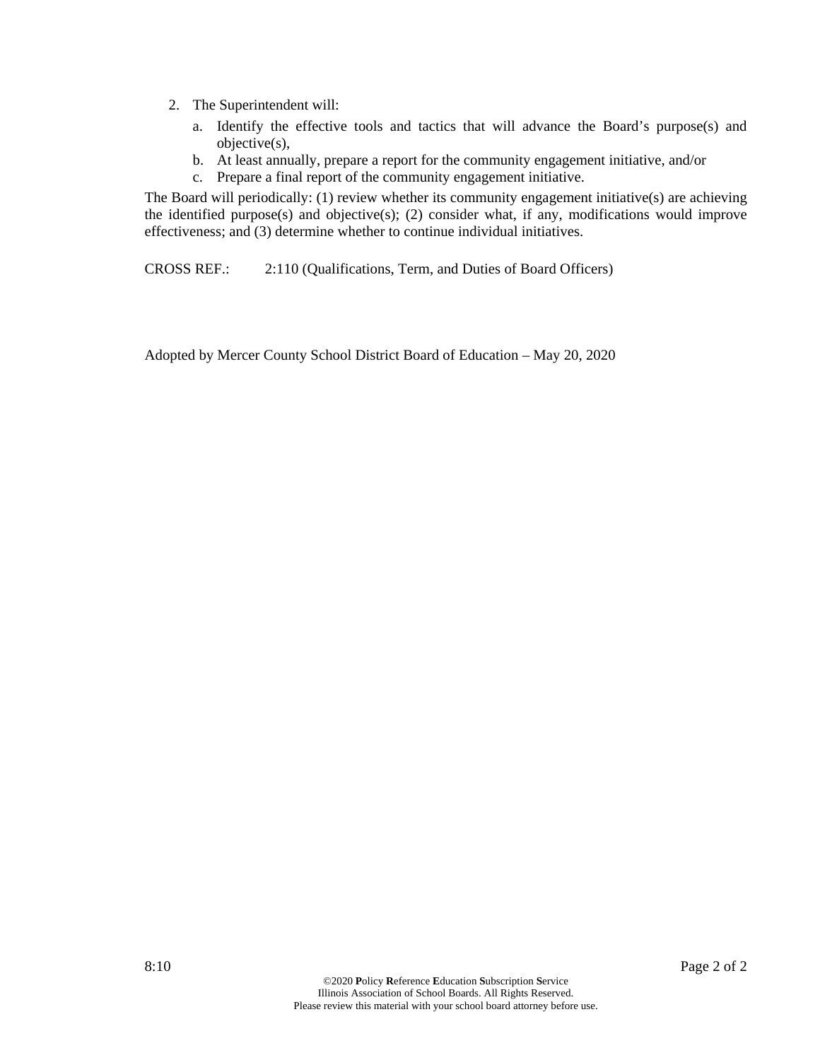2. The Superintendent will:
   a. Identify the effective tools and tactics that will advance the Board's purpose(s) and objective(s),
   b. At least annually, prepare a report for the community engagement initiative, and/or
   c. Prepare a final report of the community engagement initiative.

The Board will periodically: (1) review whether its community engagement initiative(s) are achieving the identified purpose(s) and objective(s); (2) consider what, if any, modifications would improve effectiveness; and (3) determine whether to continue individual initiatives.

CROSS REF.: 2:110 (Qualifications, Term, and Duties of Board Officers)

Adopted by Mercer County School District Board of Education – May 20, 2020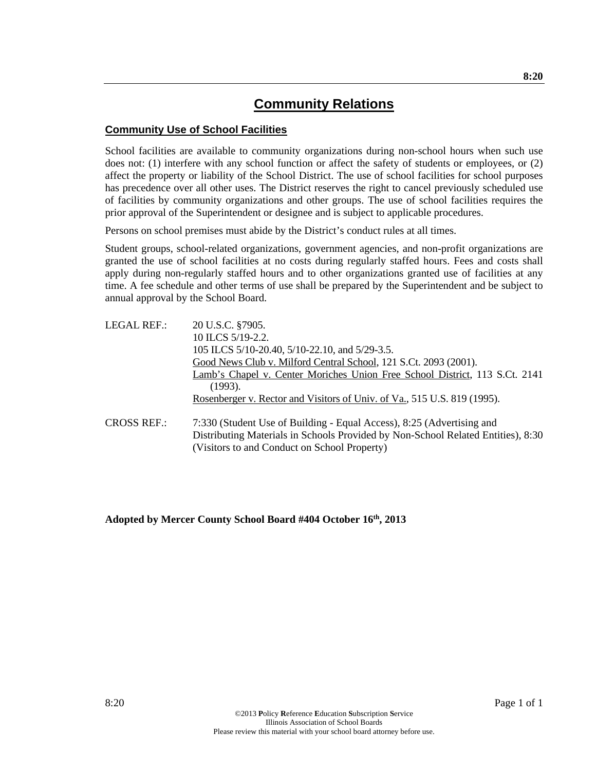# Community Relations

## Community Use of School Facilities

School facilities are available to community organizations during non-school hours when such use does not: (1) interfere with any school function or affect the safety of students or employees, or (2) affect the property or liability of the School District. The use of school facilities for school purposes has precedence over all other uses. The District reserves the right to cancel previously scheduled use of facilities by community organizations and other groups. The use of school facilities requires the prior approval of the Superintendent or designee and is subject to applicable procedures.

Persons on school premises must abide by the District's conduct rules at all times.

Student groups, school-related organizations, government agencies, and non-profit organizations are granted the use of school facilities at no costs during regularly staffed hours. Fees and costs shall apply during non-regularly staffed hours and to other organizations granted use of facilities at any time. A fee schedule and other terms of use shall be prepared by the Superintendent and be subject to annual approval by the School Board.

LEGAL REF.: 20 U.S.C. §7905.
10 ILCS 5/19-2.2.
105 ILCS 5/10-20.40, 5/10-22.10, and 5/29-3.5.
Good News Club v. Milford Central School, 121 S.Ct. 2093 (2001).
Lamb's Chapel v. Center Moriches Union Free School District, 113 S.Ct. 2141 (1993).
Rosenberger v. Rector and Visitors of Univ. of Va., 515 U.S. 819 (1995).

CROSS REF.: 7:330 (Student Use of Building - Equal Access), 8:25 (Advertising and Distributing Materials in Schools Provided by Non-School Related Entities), 8:30 (Visitors to and Conduct on School Property)

**Adopted by Mercer County School Board #404 October 16th, 2013**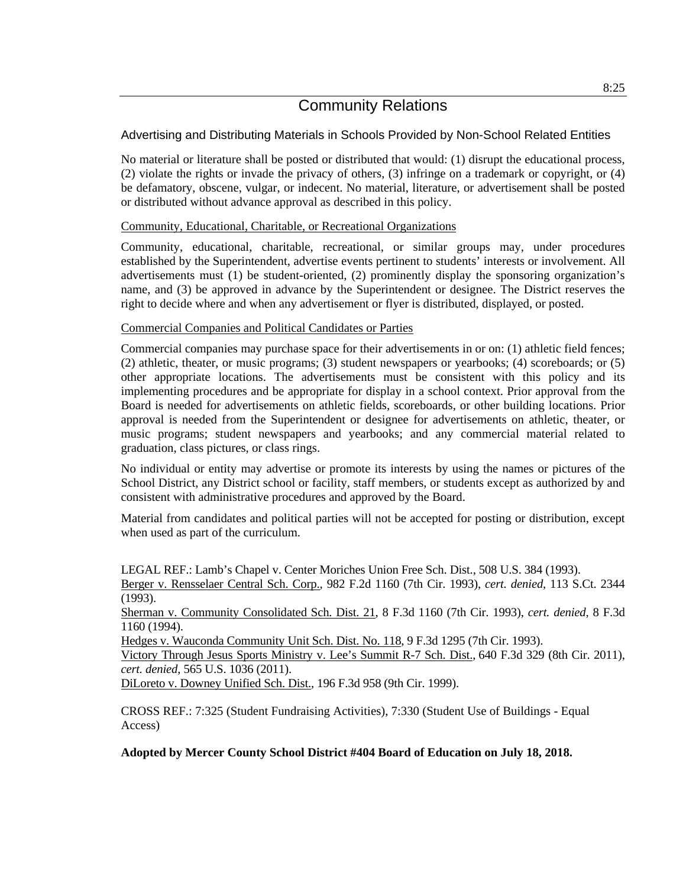# Community Relations

## Advertising and Distributing Materials in Schools Provided by Non-School Related Entities

No material or literature shall be posted or distributed that would: (1) disrupt the educational process, (2) violate the rights or invade the privacy of others, (3) infringe on a trademark or copyright, or (4) be defamatory, obscene, vulgar, or indecent. No material, literature, or advertisement shall be posted or distributed without advance approval as described in this policy.

### Community, Educational, Charitable, or Recreational Organizations

Community, educational, charitable, recreational, or similar groups may, under procedures established by the Superintendent, advertise events pertinent to students' interests or involvement. All advertisements must (1) be student-oriented, (2) prominently display the sponsoring organization's name, and (3) be approved in advance by the Superintendent or designee. The District reserves the right to decide where and when any advertisement or flyer is distributed, displayed, or posted.

### Commercial Companies and Political Candidates or Parties

Commercial companies may purchase space for their advertisements in or on: (1) athletic field fences; (2) athletic, theater, or music programs; (3) student newspapers or yearbooks; (4) scoreboards; or (5) other appropriate locations. The advertisements must be consistent with this policy and its implementing procedures and be appropriate for display in a school context. Prior approval from the Board is needed for advertisements on athletic fields, scoreboards, or other building locations. Prior approval is needed from the Superintendent or designee for advertisements on athletic, theater, or music programs; student newspapers and yearbooks; and any commercial material related to graduation, class pictures, or class rings.

No individual or entity may advertise or promote its interests by using the names or pictures of the School District, any District school or facility, staff members, or students except as authorized by and consistent with administrative procedures and approved by the Board.

Material from candidates and political parties will not be accepted for posting or distribution, except when used as part of the curriculum.

LEGAL REF.: Lamb's Chapel v. Center Moriches Union Free Sch. Dist., 508 U.S. 384 (1993).
Berger v. Rensselaer Central Sch. Corp., 982 F.2d 1160 (7th Cir. 1993), *cert. denied*, 113 S.Ct. 2344 (1993).
Sherman v. Community Consolidated Sch. Dist. 21, 8 F.3d 1160 (7th Cir. 1993), *cert. denied*, 8 F.3d 1160 (1994).
Hedges v. Wauconda Community Unit Sch. Dist. No. 118, 9 F.3d 1295 (7th Cir. 1993).
Victory Through Jesus Sports Ministry v. Lee's Summit R-7 Sch. Dist., 640 F.3d 329 (8th Cir. 2011), *cert. denied*, 565 U.S. 1036 (2011).
DiLoreto v. Downey Unified Sch. Dist., 196 F.3d 958 (9th Cir. 1999).

CROSS REF.: 7:325 (Student Fundraising Activities), 7:330 (Student Use of Buildings - Equal Access)

**Adopted by Mercer County School District #404 Board of Education on July 18, 2018.**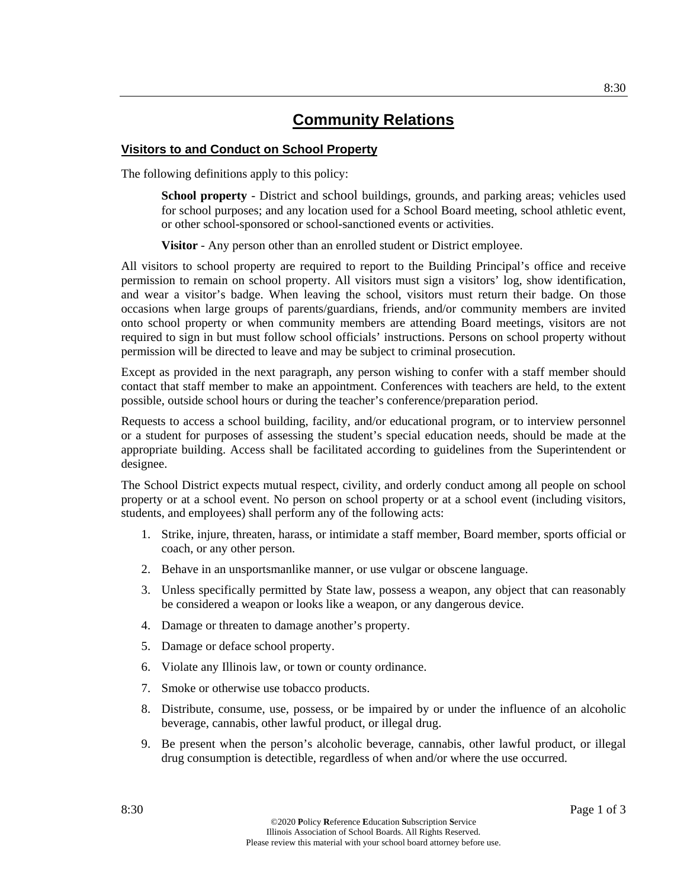# Community Relations

## Visitors to and Conduct on School Property

The following definitions apply to this policy:

> **School property** - District and school buildings, grounds, and parking areas; vehicles used for school purposes; and any location used for a School Board meeting, school athletic event, or other school-sponsored or school-sanctioned events or activities.
>
> **Visitor** - Any person other than an enrolled student or District employee.

All visitors to school property are required to report to the Building Principal's office and receive permission to remain on school property. All visitors must sign a visitors' log, show identification, and wear a visitor's badge. When leaving the school, visitors must return their badge. On those occasions when large groups of parents/guardians, friends, and/or community members are invited onto school property or when community members are attending Board meetings, visitors are not required to sign in but must follow school officials' instructions. Persons on school property without permission will be directed to leave and may be subject to criminal prosecution.

Except as provided in the next paragraph, any person wishing to confer with a staff member should contact that staff member to make an appointment. Conferences with teachers are held, to the extent possible, outside school hours or during the teacher's conference/preparation period.

Requests to access a school building, facility, and/or educational program, or to interview personnel or a student for purposes of assessing the student's special education needs, should be made at the appropriate building. Access shall be facilitated according to guidelines from the Superintendent or designee.

The School District expects mutual respect, civility, and orderly conduct among all people on school property or at a school event. No person on school property or at a school event (including visitors, students, and employees) shall perform any of the following acts:

1. Strike, injure, threaten, harass, or intimidate a staff member, Board member, sports official or coach, or any other person.
2. Behave in an unsportsmanlike manner, or use vulgar or obscene language.
3. Unless specifically permitted by State law, possess a weapon, any object that can reasonably be considered a weapon or looks like a weapon, or any dangerous device.
4. Damage or threaten to damage another's property.
5. Damage or deface school property.
6. Violate any Illinois law, or town or county ordinance.
7. Smoke or otherwise use tobacco products.
8. Distribute, consume, use, possess, or be impaired by or under the influence of an alcoholic beverage, cannabis, other lawful product, or illegal drug.
9. Be present when the person's alcoholic beverage, cannabis, other lawful product, or illegal drug consumption is detectible, regardless of when and/or where the use occurred.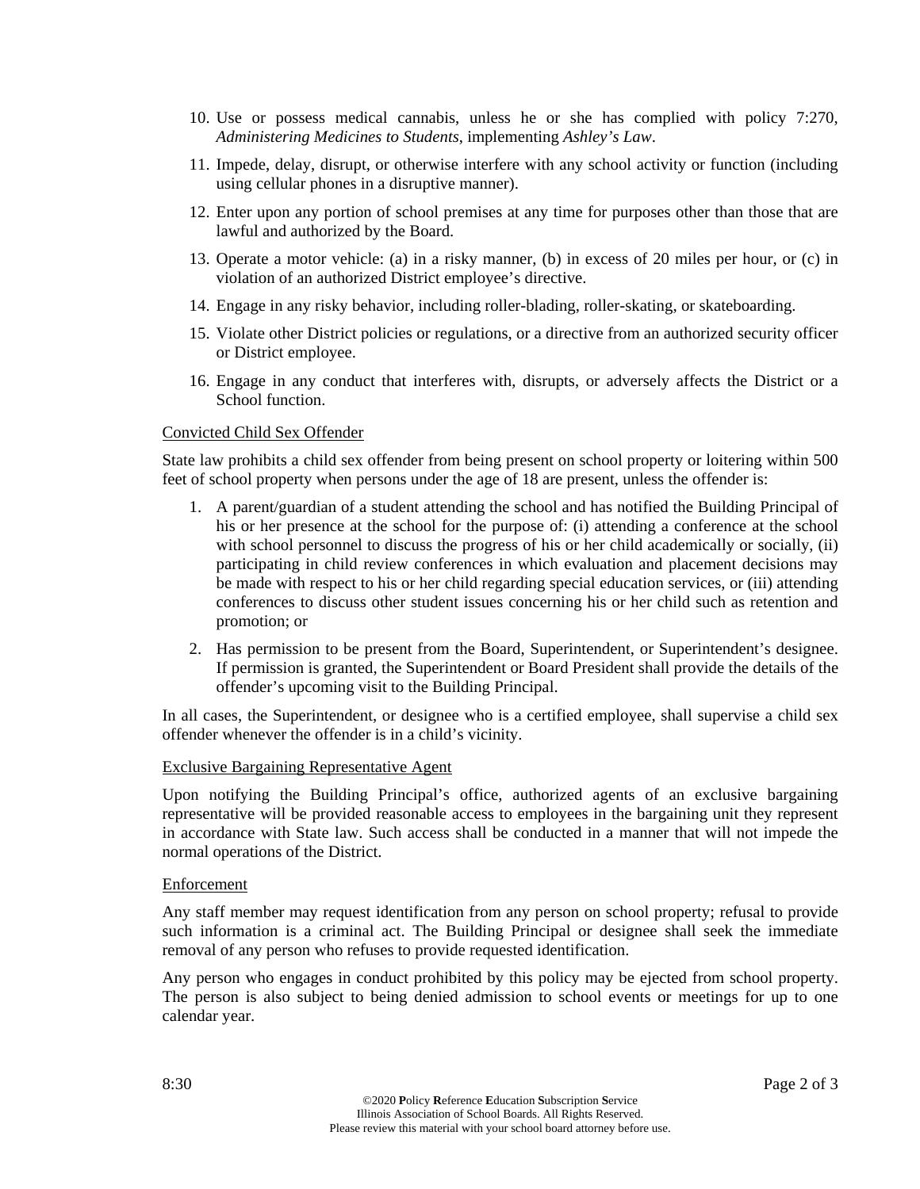10. Use or possess medical cannabis, unless he or she has complied with policy 7:270, *Administering Medicines to Students*, implementing *Ashley's Law*.
11. Impede, delay, disrupt, or otherwise interfere with any school activity or function (including using cellular phones in a disruptive manner).
12. Enter upon any portion of school premises at any time for purposes other than those that are lawful and authorized by the Board.
13. Operate a motor vehicle: (a) in a risky manner, (b) in excess of 20 miles per hour, or (c) in violation of an authorized District employee's directive.
14. Engage in any risky behavior, including roller-blading, roller-skating, or skateboarding.
15. Violate other District policies or regulations, or a directive from an authorized security officer or District employee.
16. Engage in any conduct that interferes with, disrupts, or adversely affects the District or a School function.

<u>Convicted Child Sex Offender</u>

State law prohibits a child sex offender from being present on school property or loitering within 500 feet of school property when persons under the age of 18 are present, unless the offender is:

1. A parent/guardian of a student attending the school and has notified the Building Principal of his or her presence at the school for the purpose of: (i) attending a conference at the school with school personnel to discuss the progress of his or her child academically or socially, (ii) participating in child review conferences in which evaluation and placement decisions may be made with respect to his or her child regarding special education services, or (iii) attending conferences to discuss other student issues concerning his or her child such as retention and promotion; or
2. Has permission to be present from the Board, Superintendent, or Superintendent's designee. If permission is granted, the Superintendent or Board President shall provide the details of the offender's upcoming visit to the Building Principal.

In all cases, the Superintendent, or designee who is a certified employee, shall supervise a child sex offender whenever the offender is in a child's vicinity.

<u>Exclusive Bargaining Representative Agent</u>

Upon notifying the Building Principal's office, authorized agents of an exclusive bargaining representative will be provided reasonable access to employees in the bargaining unit they represent in accordance with State law. Such access shall be conducted in a manner that will not impede the normal operations of the District.

<u>Enforcement</u>

Any staff member may request identification from any person on school property; refusal to provide such information is a criminal act. The Building Principal or designee shall seek the immediate removal of any person who refuses to provide requested identification.

Any person who engages in conduct prohibited by this policy may be ejected from school property. The person is also subject to being denied admission to school events or meetings for up to one calendar year.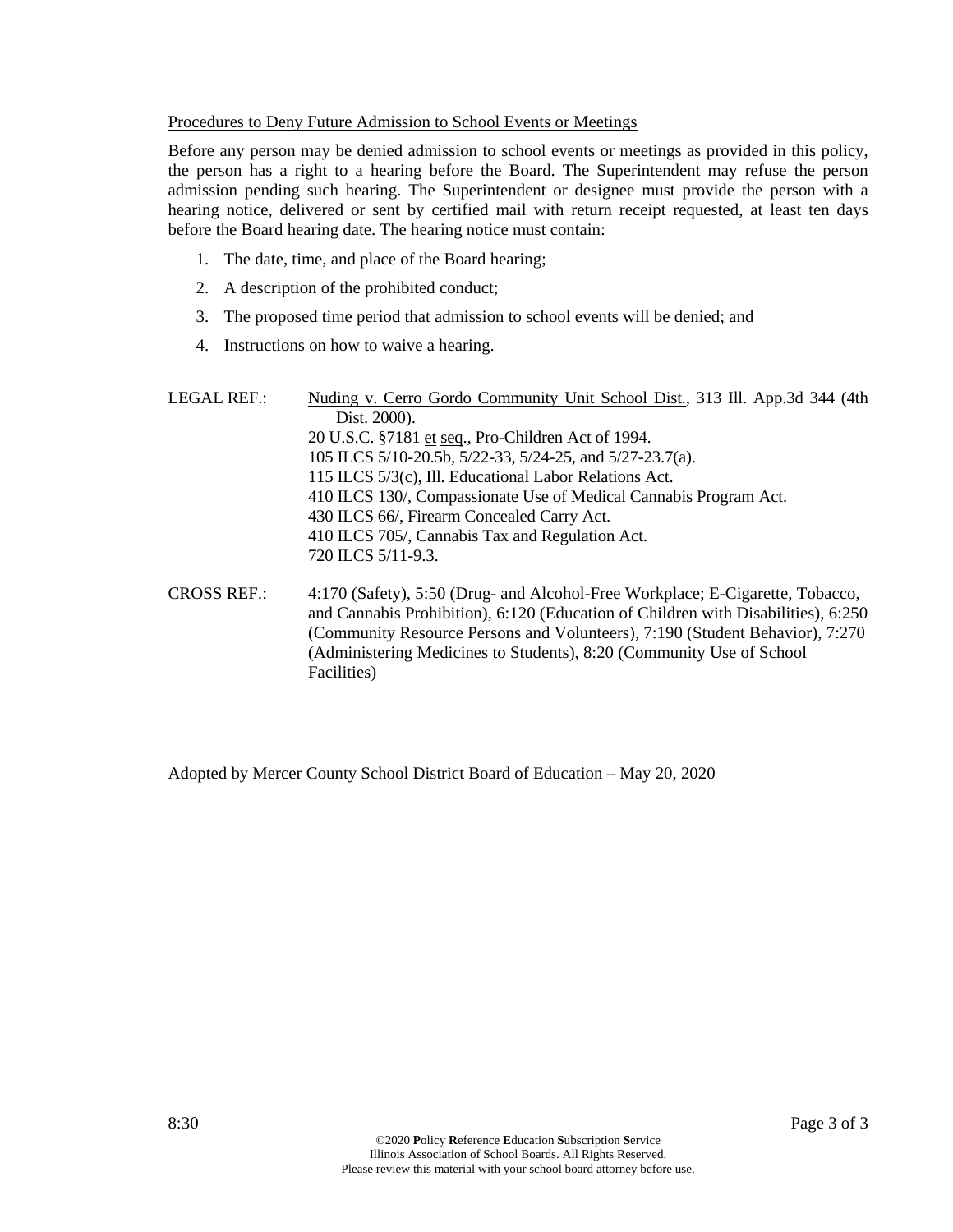Procedures to Deny Future Admission to School Events or Meetings

Before any person may be denied admission to school events or meetings as provided in this policy, the person has a right to a hearing before the Board. The Superintendent may refuse the person admission pending such hearing. The Superintendent or designee must provide the person with a hearing notice, delivered or sent by certified mail with return receipt requested, at least ten days before the Board hearing date. The hearing notice must contain:

1. The date, time, and place of the Board hearing;
2. A description of the prohibited conduct;
3. The proposed time period that admission to school events will be denied; and
4. Instructions on how to waive a hearing.

LEGAL REF.: Nuding v. Cerro Gordo Community Unit School Dist., 313 Ill. App.3d 344 (4th Dist. 2000).
20 U.S.C. §7181 et seq., Pro-Children Act of 1994.
105 ILCS 5/10-20.5b, 5/22-33, 5/24-25, and 5/27-23.7(a).
115 ILCS 5/3(c), Ill. Educational Labor Relations Act.
410 ILCS 130/, Compassionate Use of Medical Cannabis Program Act.
430 ILCS 66/, Firearm Concealed Carry Act.
410 ILCS 705/, Cannabis Tax and Regulation Act.
720 ILCS 5/11-9.3.

CROSS REF.: 4:170 (Safety), 5:50 (Drug- and Alcohol-Free Workplace; E-Cigarette, Tobacco, and Cannabis Prohibition), 6:120 (Education of Children with Disabilities), 6:250 (Community Resource Persons and Volunteers), 7:190 (Student Behavior), 7:270 (Administering Medicines to Students), 8:20 (Community Use of School Facilities)

Adopted by Mercer County School District Board of Education – May 20, 2020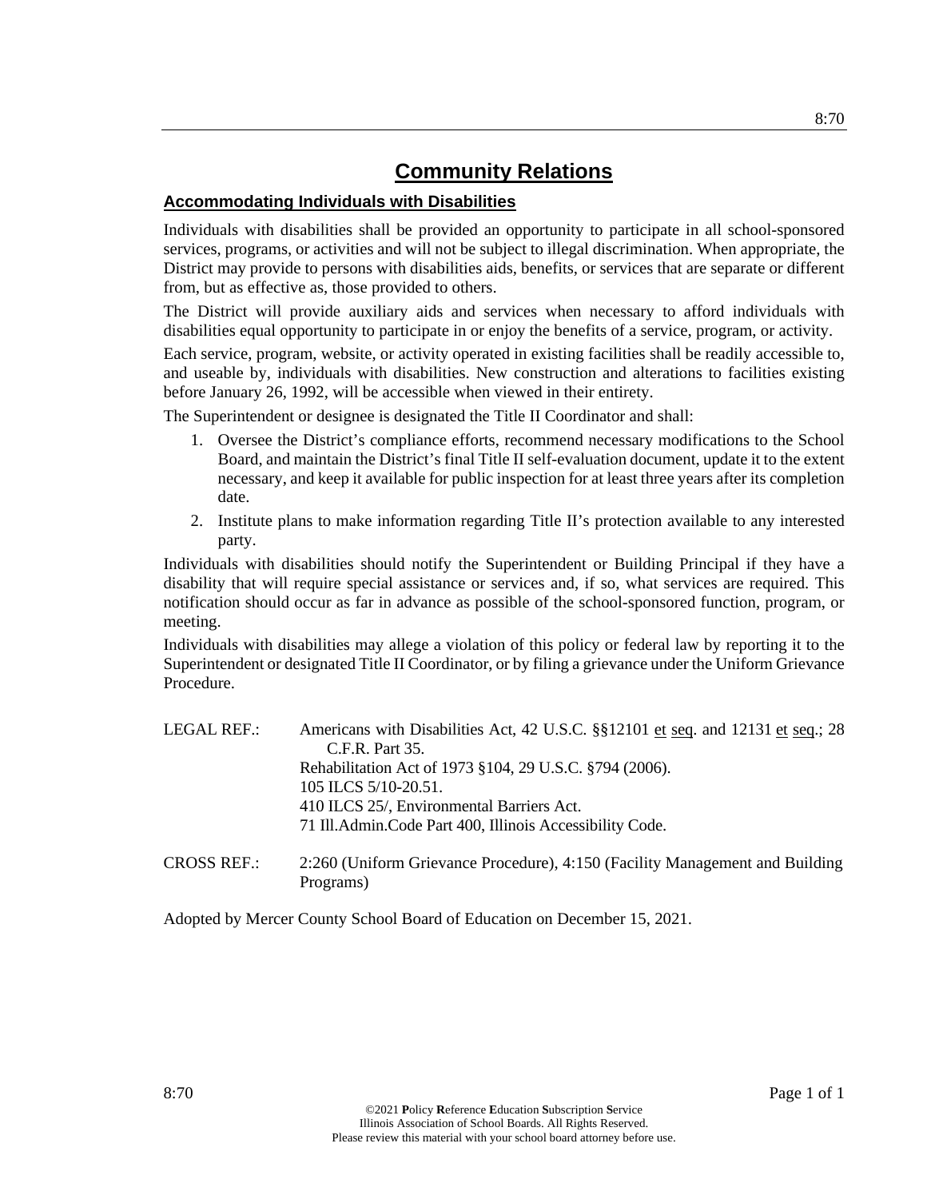# Community Relations

## Accommodating Individuals with Disabilities

Individuals with disabilities shall be provided an opportunity to participate in all school-sponsored services, programs, or activities and will not be subject to illegal discrimination. When appropriate, the District may provide to persons with disabilities aids, benefits, or services that are separate or different from, but as effective as, those provided to others.

The District will provide auxiliary aids and services when necessary to afford individuals with disabilities equal opportunity to participate in or enjoy the benefits of a service, program, or activity.

Each service, program, website, or activity operated in existing facilities shall be readily accessible to, and useable by, individuals with disabilities. New construction and alterations to facilities existing before January 26, 1992, will be accessible when viewed in their entirety.

The Superintendent or designee is designated the Title II Coordinator and shall:

1. Oversee the District's compliance efforts, recommend necessary modifications to the School Board, and maintain the District's final Title II self-evaluation document, update it to the extent necessary, and keep it available for public inspection for at least three years after its completion date.
2. Institute plans to make information regarding Title II's protection available to any interested party.

Individuals with disabilities should notify the Superintendent or Building Principal if they have a disability that will require special assistance or services and, if so, what services are required. This notification should occur as far in advance as possible of the school-sponsored function, program, or meeting.

Individuals with disabilities may allege a violation of this policy or federal law by reporting it to the Superintendent or designated Title II Coordinator, or by filing a grievance under the Uniform Grievance Procedure.

LEGAL REF.: Americans with Disabilities Act, 42 U.S.C. §§12101 et seq. and 12131 et seq.; 28 C.F.R. Part 35.
Rehabilitation Act of 1973 §104, 29 U.S.C. §794 (2006).
105 ILCS 5/10-20.51.
410 ILCS 25/, Environmental Barriers Act.
71 Ill.Admin.Code Part 400, Illinois Accessibility Code.

CROSS REF.: 2:260 (Uniform Grievance Procedure), 4:150 (Facility Management and Building Programs)

Adopted by Mercer County School Board of Education on December 15, 2021.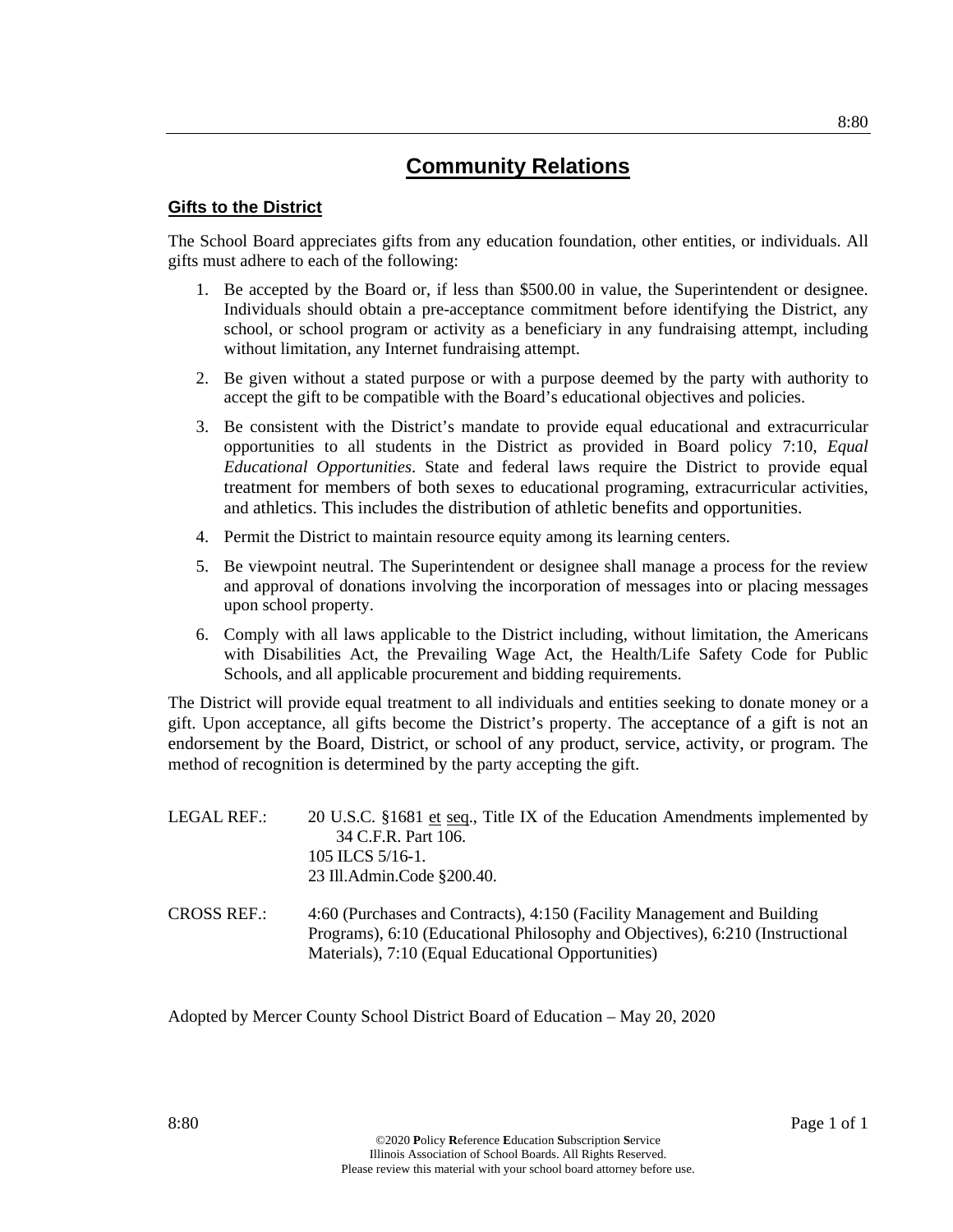# Community Relations

## Gifts to the District

The School Board appreciates gifts from any education foundation, other entities, or individuals. All gifts must adhere to each of the following:

1. Be accepted by the Board or, if less than $500.00 in value, the Superintendent or designee. Individuals should obtain a pre-acceptance commitment before identifying the District, any school, or school program or activity as a beneficiary in any fundraising attempt, including without limitation, any Internet fundraising attempt.
2. Be given without a stated purpose or with a purpose deemed by the party with authority to accept the gift to be compatible with the Board's educational objectives and policies.
3. Be consistent with the District's mandate to provide equal educational and extracurricular opportunities to all students in the District as provided in Board policy 7:10, *Equal Educational Opportunities*. State and federal laws require the District to provide equal treatment for members of both sexes to educational programing, extracurricular activities, and athletics. This includes the distribution of athletic benefits and opportunities.
4. Permit the District to maintain resource equity among its learning centers.
5. Be viewpoint neutral. The Superintendent or designee shall manage a process for the review and approval of donations involving the incorporation of messages into or placing messages upon school property.
6. Comply with all laws applicable to the District including, without limitation, the Americans with Disabilities Act, the Prevailing Wage Act, the Health/Life Safety Code for Public Schools, and all applicable procurement and bidding requirements.

The District will provide equal treatment to all individuals and entities seeking to donate money or a gift. Upon acceptance, all gifts become the District's property. The acceptance of a gift is not an endorsement by the Board, District, or school of any product, service, activity, or program. The method of recognition is determined by the party accepting the gift.

LEGAL REF.: 20 U.S.C. §1681 et seq., Title IX of the Education Amendments implemented by 34 C.F.R. Part 106.
105 ILCS 5/16-1.
23 Ill.Admin.Code §200.40.

CROSS REF.: 4:60 (Purchases and Contracts), 4:150 (Facility Management and Building Programs), 6:10 (Educational Philosophy and Objectives), 6:210 (Instructional Materials), 7:10 (Equal Educational Opportunities)

Adopted by Mercer County School District Board of Education – May 20, 2020

©2020 **P**olicy **R**eference **E**ducation **S**ubscription **S**ervice
Illinois Association of School Boards. All Rights Reserved.
Please review this material with your school board attorney before use.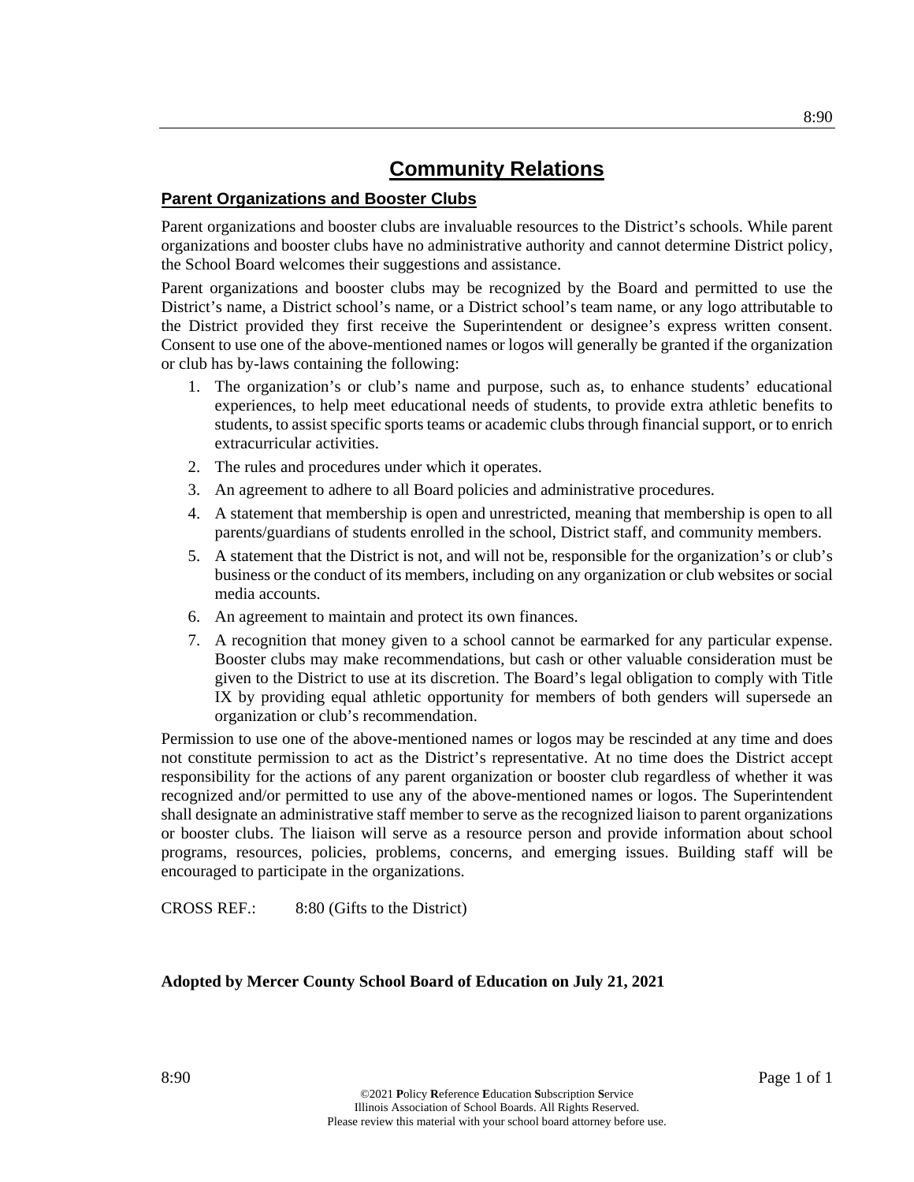# Community Relations

## Parent Organizations and Booster Clubs

Parent organizations and booster clubs are invaluable resources to the District's schools. While parent organizations and booster clubs have no administrative authority and cannot determine District policy, the School Board welcomes their suggestions and assistance.

Parent organizations and booster clubs may be recognized by the Board and permitted to use the District's name, a District school's name, or a District school's team name, or any logo attributable to the District provided they first receive the Superintendent or designee's express written consent. Consent to use one of the above-mentioned names or logos will generally be granted if the organization or club has by-laws containing the following:

1. The organization's or club's name and purpose, such as, to enhance students' educational experiences, to help meet educational needs of students, to provide extra athletic benefits to students, to assist specific sports teams or academic clubs through financial support, or to enrich extracurricular activities.
2. The rules and procedures under which it operates.
3. An agreement to adhere to all Board policies and administrative procedures.
4. A statement that membership is open and unrestricted, meaning that membership is open to all parents/guardians of students enrolled in the school, District staff, and community members.
5. A statement that the District is not, and will not be, responsible for the organization's or club's business or the conduct of its members, including on any organization or club websites or social media accounts.
6. An agreement to maintain and protect its own finances.
7. A recognition that money given to a school cannot be earmarked for any particular expense. Booster clubs may make recommendations, but cash or other valuable consideration must be given to the District to use at its discretion. The Board's legal obligation to comply with Title IX by providing equal athletic opportunity for members of both genders will supersede an organization or club's recommendation.

Permission to use one of the above-mentioned names or logos may be rescinded at any time and does not constitute permission to act as the District's representative. At no time does the District accept responsibility for the actions of any parent organization or booster club regardless of whether it was recognized and/or permitted to use any of the above-mentioned names or logos. The Superintendent shall designate an administrative staff member to serve as the recognized liaison to parent organizations or booster clubs. The liaison will serve as a resource person and provide information about school programs, resources, policies, problems, concerns, and emerging issues. Building staff will be encouraged to participate in the organizations.

CROSS REF.: 8:80 (Gifts to the District)

**Adopted by Mercer County School Board of Education on July 21, 2021**

©2021 **P**olicy **R**eference **E**ducation **S**ubscription **S**ervice
Illinois Association of School Boards. All Rights Reserved.
Please review this material with your school board attorney before use.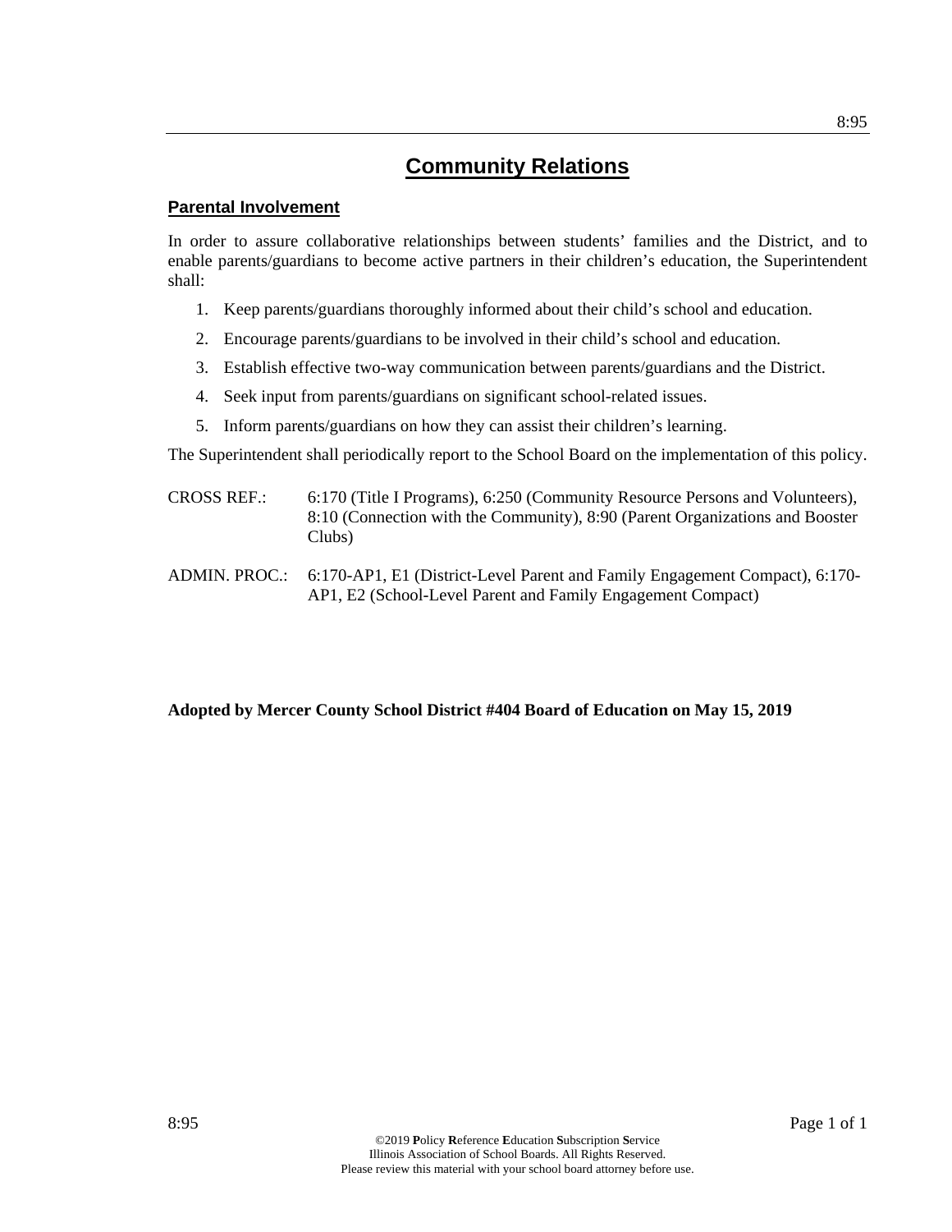# Community Relations

## Parental Involvement

In order to assure collaborative relationships between students' families and the District, and to enable parents/guardians to become active partners in their children's education, the Superintendent shall:

1. Keep parents/guardians thoroughly informed about their child's school and education.
2. Encourage parents/guardians to be involved in their child's school and education.
3. Establish effective two-way communication between parents/guardians and the District.
4. Seek input from parents/guardians on significant school-related issues.
5. Inform parents/guardians on how they can assist their children's learning.

The Superintendent shall periodically report to the School Board on the implementation of this policy.

CROSS REF.: 6:170 (Title I Programs), 6:250 (Community Resource Persons and Volunteers), 8:10 (Connection with the Community), 8:90 (Parent Organizations and Booster Clubs)

ADMIN. PROC.: 6:170-AP1, E1 (District-Level Parent and Family Engagement Compact), 6:170-AP1, E2 (School-Level Parent and Family Engagement Compact)

**Adopted by Mercer County School District #404 Board of Education on May 15, 2019**

©2019 **P**olicy **R**eference **E**ducation **S**ubscription **S**ervice
Illinois Association of School Boards. All Rights Reserved.
Please review this material with your school board attorney before use.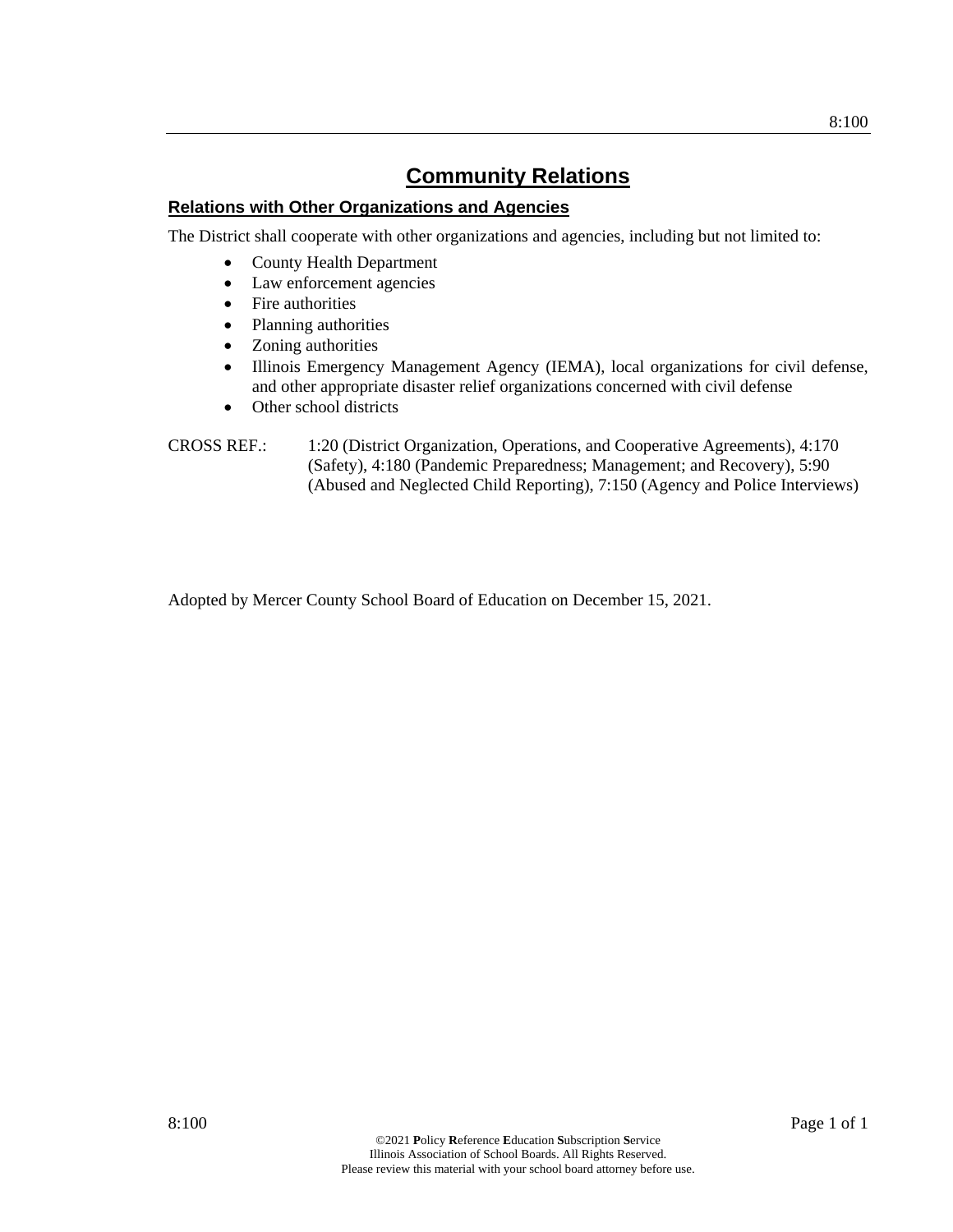# Community Relations

## Relations with Other Organizations and Agencies

The District shall cooperate with other organizations and agencies, including but not limited to:

- County Health Department
- Law enforcement agencies
- Fire authorities
- Planning authorities
- Zoning authorities
- Illinois Emergency Management Agency (IEMA), local organizations for civil defense, and other appropriate disaster relief organizations concerned with civil defense
- Other school districts

CROSS REF.: 1:20 (District Organization, Operations, and Cooperative Agreements), 4:170 (Safety), 4:180 (Pandemic Preparedness; Management; and Recovery), 5:90 (Abused and Neglected Child Reporting), 7:150 (Agency and Police Interviews)

Adopted by Mercer County School Board of Education on December 15, 2021.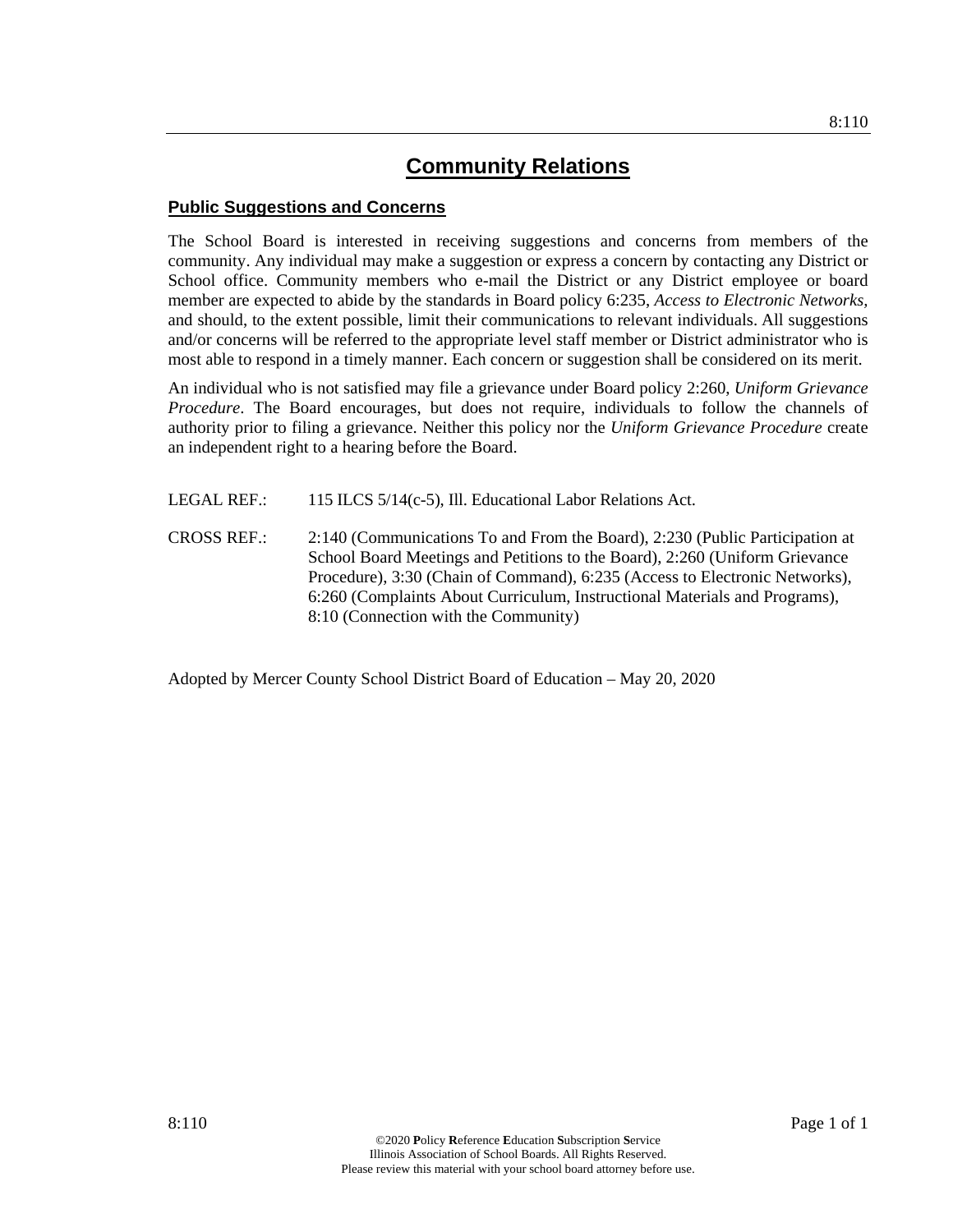# Community Relations

## Public Suggestions and Concerns

The School Board is interested in receiving suggestions and concerns from members of the community. Any individual may make a suggestion or express a concern by contacting any District or School office. Community members who e-mail the District or any District employee or board member are expected to abide by the standards in Board policy 6:235, *Access to Electronic Networks*, and should, to the extent possible, limit their communications to relevant individuals. All suggestions and/or concerns will be referred to the appropriate level staff member or District administrator who is most able to respond in a timely manner. Each concern or suggestion shall be considered on its merit.

An individual who is not satisfied may file a grievance under Board policy 2:260, *Uniform Grievance Procedure*. The Board encourages, but does not require, individuals to follow the channels of authority prior to filing a grievance. Neither this policy nor the *Uniform Grievance Procedure* create an independent right to a hearing before the Board.

LEGAL REF.: 115 ILCS 5/14(c-5), Ill. Educational Labor Relations Act.

CROSS REF.: 2:140 (Communications To and From the Board), 2:230 (Public Participation at School Board Meetings and Petitions to the Board), 2:260 (Uniform Grievance Procedure), 3:30 (Chain of Command), 6:235 (Access to Electronic Networks), 6:260 (Complaints About Curriculum, Instructional Materials and Programs), 8:10 (Connection with the Community)

Adopted by Mercer County School District Board of Education – May 20, 2020